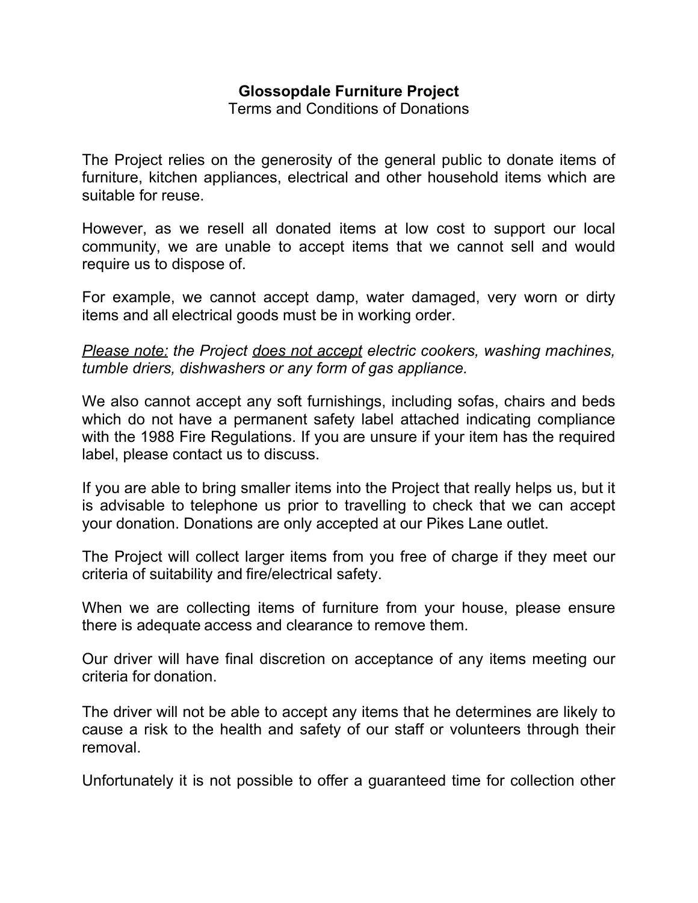# Glossopdale Furniture Project

Terms and Conditions of Donations

The Project relies on the generosity of the general public to donate items of furniture, kitchen appliances, electrical and other household items which are suitable for reuse.

However, as we resell all donated items at low cost to support our local community, we are unable to accept items that we cannot sell and would require us to dispose of.

For example, we cannot accept damp, water damaged, very worn or dirty items and all electrical goods must be in working order.

*<u>Please note:</u> the Project <u>does not accept</u> electric cookers, washing machines, tumble driers, dishwashers or any form of gas appliance.*

We also cannot accept any soft furnishings, including sofas, chairs and beds which do not have a permanent safety label attached indicating compliance with the 1988 Fire Regulations. If you are unsure if your item has the required label, please contact us to discuss.

If you are able to bring smaller items into the Project that really helps us, but it is advisable to telephone us prior to travelling to check that we can accept your donation. Donations are only accepted at our Pikes Lane outlet.

The Project will collect larger items from you free of charge if they meet our criteria of suitability and fire/electrical safety.

When we are collecting items of furniture from your house, please ensure there is adequate access and clearance to remove them.

Our driver will have final discretion on acceptance of any items meeting our criteria for donation.

The driver will not be able to accept any items that he determines are likely to cause a risk to the health and safety of our staff or volunteers through their removal.

Unfortunately it is not possible to offer a guaranteed time for collection other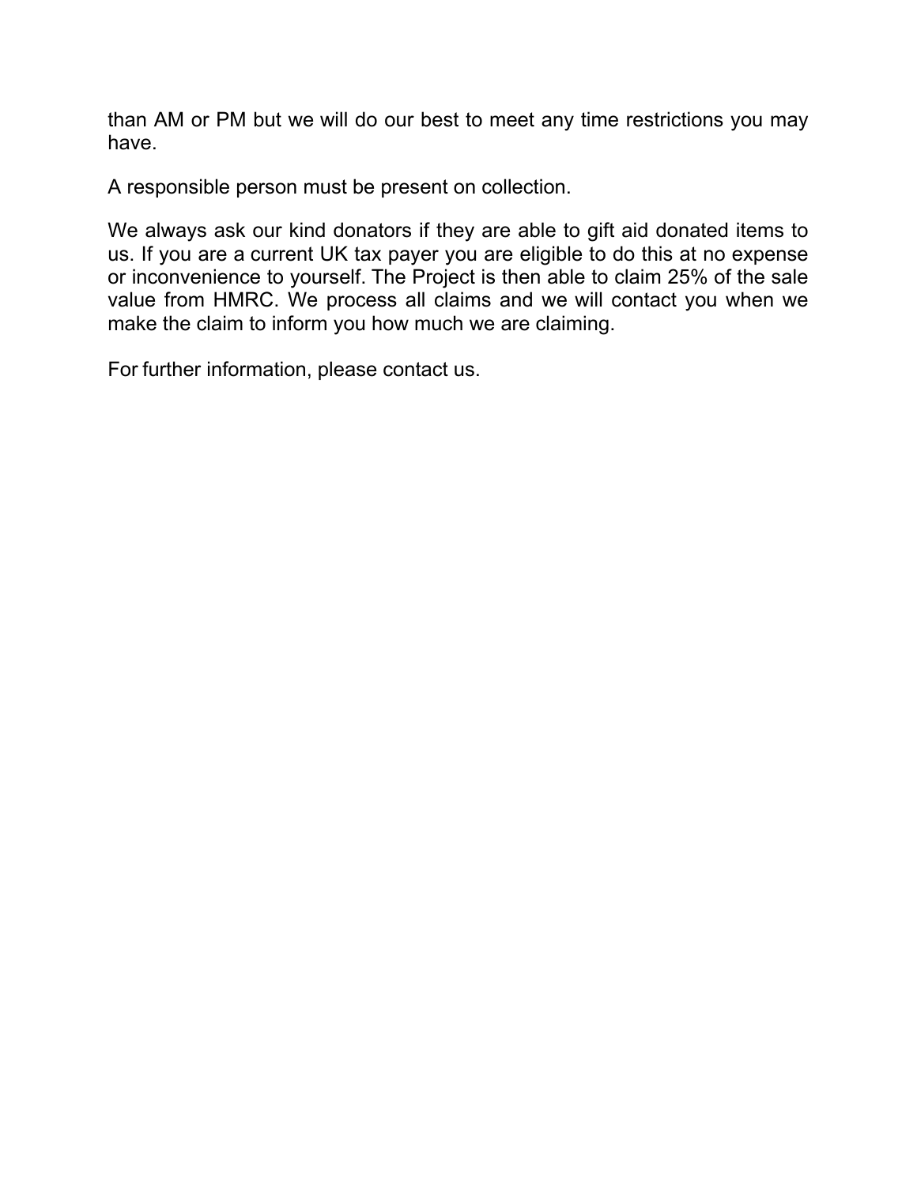than AM or PM but we will do our best to meet any time restrictions you may have.

A responsible person must be present on collection.

We always ask our kind donators if they are able to gift aid donated items to us. If you are a current UK tax payer you are eligible to do this at no expense or inconvenience to yourself. The Project is then able to claim 25% of the sale value from HMRC. We process all claims and we will contact you when we make the claim to inform you how much we are claiming.

For further information, please contact us.